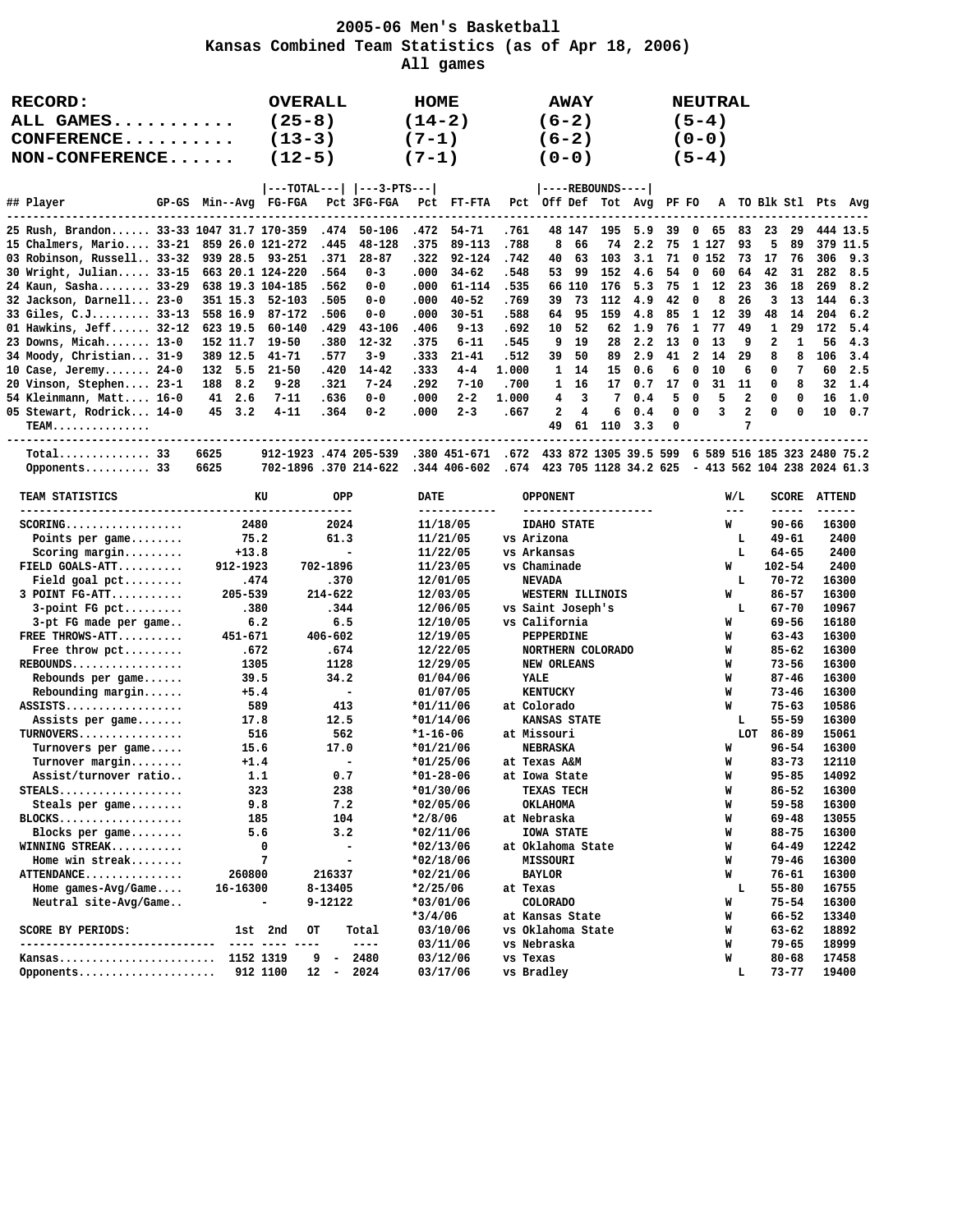# 2005-06 Men's Basketball
## Kansas Combined Team Statistics (as of Apr 18, 2006)
### All games

| RECORD: | OVERALL | HOME | AWAY | NEUTRAL |
|---|---|---|---|---|
| ALL GAMES | (25-8) | (14-2) | (6-2) | (5-4) |
| CONFERENCE | (13-3) | (7-1) | (6-2) | (0-0) |
| NON-CONFERENCE | (12-5) | (7-1) | (0-0) | (5-4) |

| ## | Player | GP-GS | Min | Avg | FG-FGA | Pct | 3FG-FGA | Pct | FT-FTA | Pct | Off | Def | Tot | Avg | PF | FO | A | TO | Blk | Stl | Pts | Avg |
|---|---|---|---|---|---|---|---|---|---|---|---|---|---|---|---|---|---|---|---|---|---|---|
| 25 | Rush, Brandon | 33-33 | 1047 | 31.7 | 170-359 | .474 | 50-106 | .472 | 54-71 | .761 | 48 | 147 | 195 | 5.9 | 39 | 0 | 65 | 83 | 23 | 29 | 444 | 13.5 |
| 15 | Chalmers, Mario | 33-21 | 859 | 26.0 | 121-272 | .445 | 48-128 | .375 | 89-113 | .788 | 8 | 66 | 74 | 2.2 | 75 | 1 | 127 | 93 | 5 | 89 | 379 | 11.5 |
| 03 | Robinson, Russell | 33-32 | 939 | 28.5 | 93-251 | .371 | 28-87 | .322 | 92-124 | .742 | 40 | 63 | 103 | 3.1 | 71 | 0 | 152 | 73 | 17 | 76 | 306 | 9.3 |
| 30 | Wright, Julian | 33-15 | 663 | 20.1 | 124-220 | .564 | 0-3 | .000 | 34-62 | .548 | 53 | 99 | 152 | 4.6 | 54 | 0 | 60 | 64 | 42 | 31 | 282 | 8.5 |
| 24 | Kaun, Sasha | 33-29 | 638 | 19.3 | 104-185 | .562 | 0-0 | .000 | 61-114 | .535 | 66 | 110 | 176 | 5.3 | 75 | 1 | 12 | 23 | 36 | 18 | 269 | 8.2 |
| 32 | Jackson, Darnell | 23-0 | 351 | 15.3 | 52-103 | .505 | 0-0 | .000 | 40-52 | .769 | 39 | 73 | 112 | 4.9 | 42 | 0 | 8 | 26 | 3 | 13 | 144 | 6.3 |
| 33 | Giles, C.J. | 33-13 | 558 | 16.9 | 87-172 | .506 | 0-0 | .000 | 30-51 | .588 | 64 | 95 | 159 | 4.8 | 85 | 1 | 12 | 39 | 48 | 14 | 204 | 6.2 |
| 01 | Hawkins, Jeff | 32-12 | 623 | 19.5 | 60-140 | .429 | 43-106 | .406 | 9-13 | .692 | 10 | 52 | 62 | 1.9 | 76 | 1 | 77 | 49 | 1 | 29 | 172 | 5.4 |
| 23 | Downs, Micah | 13-0 | 152 | 11.7 | 19-50 | .380 | 12-32 | .375 | 6-11 | .545 | 9 | 19 | 28 | 2.2 | 13 | 0 | 13 | 9 | 2 | 1 | 56 | 4.3 |
| 34 | Moody, Christian | 31-9 | 389 | 12.5 | 41-71 | .577 | 3-9 | .333 | 21-41 | .512 | 39 | 50 | 89 | 2.9 | 41 | 2 | 14 | 29 | 8 | 8 | 106 | 3.4 |
| 10 | Case, Jeremy | 24-0 | 132 | 5.5 | 21-50 | .420 | 14-42 | .333 | 4-4 | 1.000 | 1 | 14 | 15 | 0.6 | 6 | 0 | 10 | 6 | 0 | 7 | 60 | 2.5 |
| 20 | Vinson, Stephen | 23-1 | 188 | 8.2 | 9-28 | .321 | 7-24 | .292 | 7-10 | .700 | 1 | 16 | 17 | 0.7 | 17 | 0 | 31 | 11 | 0 | 8 | 32 | 1.4 |
| 54 | Kleinmann, Matt | 16-0 | 41 | 2.6 | 7-11 | .636 | 0-0 | .000 | 2-2 | 1.000 | 4 | 3 | 7 | 0.4 | 5 | 0 | 5 | 2 | 0 | 0 | 16 | 1.0 |
| 05 | Stewart, Rodrick | 14-0 | 45 | 3.2 | 4-11 | .364 | 0-2 | .000 | 2-3 | .667 | 2 | 4 | 6 | 0.4 | 0 | 0 | 3 | 2 | 0 | 0 | 10 | 0.7 |
| | TEAM | | | | | | | | | | 49 | 61 | 110 | 3.3 | 0 | | | 7 | | | | |
| | Total | 33 | 6625 | | 912-1923 | .474 | 205-539 | .380 | 451-671 | .672 | 433 | 872 | 1305 | 39.5 | 599 | 6 | 589 | 516 | 185 | 323 | 2480 | 75.2 |
| | Opponents | 33 | 6625 | | 702-1896 | .370 | 214-622 | .344 | 406-602 | .674 | 423 | 705 | 1128 | 34.2 | 625 | - | 413 | 562 | 104 | 238 | 2024 | 61.3 |

| TEAM STATISTICS | KU | OPP |
|---|---|---|
| SCORING | 2480 | 2024 |
| Points per game | 75.2 | 61.3 |
| Scoring margin | +13.8 | - |
| FIELD GOALS-ATT | 912-1923 | 702-1896 |
| Field goal pct | .474 | .370 |
| 3 POINT FG-ATT | 205-539 | 214-622 |
| 3-point FG pct | .380 | .344 |
| 3-pt FG made per game | 6.2 | 6.5 |
| FREE THROWS-ATT | 451-671 | 406-602 |
| Free throw pct | .672 | .674 |
| REBOUNDS | 1305 | 1128 |
| Rebounds per game | 39.5 | 34.2 |
| Rebounding margin | +5.4 | - |
| ASSISTS | 589 | 413 |
| Assists per game | 17.8 | 12.5 |
| TURNOVERS | 516 | 562 |
| Turnovers per game | 15.6 | 17.0 |
| Turnover margin | +1.4 | - |
| Assist/turnover ratio | 1.1 | 0.7 |
| STEALS | 323 | 238 |
| Steals per game | 9.8 | 7.2 |
| BLOCKS | 185 | 104 |
| Blocks per game | 5.6 | 3.2 |
| WINNING STREAK | 0 | - |
| Home win streak | 7 | - |
| ATTENDANCE | 260800 | 216337 |
| Home games-Avg/Game | 16-16300 | 8-13405 |
| Neutral site-Avg/Game | - | 9-12122 |

| SCORE BY PERIODS: | 1st | 2nd | OT | Total |
|---|---|---|---|---|
| Kansas | 1152 | 1319 | 9 | 2480 |
| Opponents | 912 | 1100 | 12 | 2024 |

| DATE | OPPONENT | W/L | SCORE | ATTEND |
|---|---|---|---|---|
| 11/18/05 | IDAHO STATE | W | 90-66 | 16300 |
| 11/21/05 | vs Arizona | L | 49-61 | 2400 |
| 11/22/05 | vs Arkansas | L | 64-65 | 2400 |
| 11/23/05 | vs Chaminade | W | 102-54 | 2400 |
| 12/01/05 | NEVADA | L | 70-72 | 16300 |
| 12/03/05 | WESTERN ILLINOIS | W | 86-57 | 16300 |
| 12/06/05 | vs Saint Joseph's | L | 67-70 | 10967 |
| 12/10/05 | vs California | W | 69-56 | 16180 |
| 12/19/05 | PEPPERDINE | W | 63-43 | 16300 |
| 12/22/05 | NORTHERN COLORADO | W | 85-62 | 16300 |
| 12/29/05 | NEW ORLEANS | W | 73-56 | 16300 |
| 01/04/06 | YALE | W | 87-46 | 16300 |
| 01/07/05 | KENTUCKY | W | 73-46 | 16300 |
| *01/11/06 | at Colorado | W | 75-63 | 10586 |
| *01/14/06 | KANSAS STATE | L | 55-59 | 16300 |
| *1-16-06 | at Missouri | LOT | 86-89 | 15061 |
| *01/21/06 | NEBRASKA | W | 96-54 | 16300 |
| *01/25/06 | at Texas A&M | W | 83-73 | 12110 |
| *01-28-06 | at Iowa State | W | 95-85 | 14092 |
| *01/30/06 | TEXAS TECH | W | 86-52 | 16300 |
| *02/05/06 | OKLAHOMA | W | 59-58 | 16300 |
| *2/8/06 | at Nebraska | W | 69-48 | 13055 |
| *02/11/06 | IOWA STATE | W | 88-75 | 16300 |
| *02/13/06 | at Oklahoma State | W | 64-49 | 12242 |
| *02/18/06 | MISSOURI | W | 79-46 | 16300 |
| *02/21/06 | BAYLOR | W | 76-61 | 16300 |
| *2/25/06 | at Texas | L | 55-80 | 16755 |
| *03/01/06 | COLORADO | W | 75-54 | 16300 |
| *3/4/06 | at Kansas State | W | 66-52 | 13340 |
| 03/10/06 | vs Oklahoma State | W | 63-62 | 18892 |
| 03/11/06 | vs Nebraska | W | 79-65 | 18999 |
| 03/12/06 | vs Texas | W | 80-68 | 17458 |
| 03/17/06 | vs Bradley | L | 73-77 | 19400 |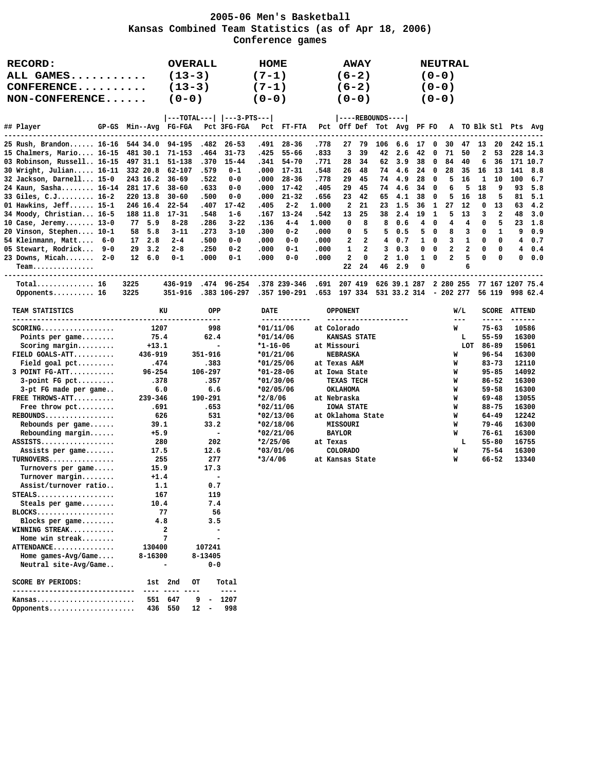# 2005-06 Men's Basketball
## Kansas Combined Team Statistics (as of Apr 18, 2006)
### Conference games

| RECORD: | OVERALL | HOME | AWAY | NEUTRAL |
|---|---|---|---|---|
| ALL GAMES........... | (13-3) | (7-1) | (6-2) | (0-0) |
| CONFERENCE.......... | (13-3) | (7-1) | (6-2) | (0-0) |
| NON-CONFERENCE...... | (0-0) | (0-0) | (0-0) | (0-0) |

| ## | Player | GP-GS | Min--Avg | TOTAL FG-FGA | Pct | 3-PTS 3FG-FGA | Pct | FT-FTA | Pct | REBOUNDS Off | Def | Tot | Avg | PF | FO | A | TO | Blk | Stl | Pts | Avg |
|---|---|---|---|---|---|---|---|---|---|---|---|---|---|---|---|---|---|---|---|---|---|
| 25 | Rush, Brandon...... | 16-16 | 544 34.0 | 94-195 | .482 | 26-53 | .491 | 28-36 | .778 | 27 | 79 | 106 | 6.6 | 17 | 0 | 30 | 47 | 13 | 20 | 242 | 15.1 |
| 15 | Chalmers, Mario.... | 16-15 | 481 30.1 | 71-153 | .464 | 31-73 | .425 | 55-66 | .833 | 3 | 39 | 42 | 2.6 | 42 | 0 | 71 | 50 | 2 | 53 | 228 | 14.3 |
| 03 | Robinson, Russell.. | 16-15 | 497 31.1 | 51-138 | .370 | 15-44 | .341 | 54-70 | .771 | 28 | 34 | 62 | 3.9 | 38 | 0 | 84 | 40 | 6 | 36 | 171 | 10.7 |
| 30 | Wright, Julian..... | 16-11 | 332 20.8 | 62-107 | .579 | 0-1 | .000 | 17-31 | .548 | 26 | 48 | 74 | 4.6 | 24 | 0 | 28 | 35 | 16 | 13 | 141 | 8.8 |
| 32 | Jackson, Darnell... | 15-0 | 243 16.2 | 36-69 | .522 | 0-0 | .000 | 28-36 | .778 | 29 | 45 | 74 | 4.9 | 28 | 0 | 5 | 16 | 1 | 10 | 100 | 6.7 |
| 24 | Kaun, Sasha........ | 16-14 | 281 17.6 | 38-60 | .633 | 0-0 | .000 | 17-42 | .405 | 29 | 45 | 74 | 4.6 | 34 | 0 | 6 | 5 | 18 | 9 | 93 | 5.8 |
| 33 | Giles, C.J......... | 16-2 | 220 13.8 | 30-60 | .500 | 0-0 | .000 | 21-32 | .656 | 23 | 42 | 65 | 4.1 | 38 | 0 | 5 | 16 | 18 | 5 | 81 | 5.1 |
| 01 | Hawkins, Jeff...... | 15-1 | 246 16.4 | 22-54 | .407 | 17-42 | .405 | 2-2 | 1.000 | 2 | 21 | 23 | 1.5 | 36 | 1 | 27 | 12 | 0 | 13 | 63 | 4.2 |
| 34 | Moody, Christian... | 16-5 | 188 11.8 | 17-31 | .548 | 1-6 | .167 | 13-24 | .542 | 13 | 25 | 38 | 2.4 | 19 | 1 | 5 | 13 | 3 | 2 | 48 | 3.0 |
| 10 | Case, Jeremy....... | 13-0 | 77 5.9 | 8-28 | .286 | 3-22 | .136 | 4-4 | 1.000 | 0 | 8 | 8 | 0.6 | 4 | 0 | 4 | 4 | 0 | 5 | 23 | 1.8 |
| 20 | Vinson, Stephen.... | 10-1 | 58 5.8 | 3-11 | .273 | 3-10 | .300 | 0-2 | .000 | 0 | 5 | 5 | 0.5 | 5 | 0 | 8 | 3 | 0 | 1 | 9 | 0.9 |
| 54 | Kleinmann, Matt.... | 6-0 | 17 2.8 | 2-4 | .500 | 0-0 | .000 | 0-0 | .000 | 2 | 2 | 4 | 0.7 | 1 | 0 | 3 | 1 | 0 | 0 | 4 | 0.7 |
| 05 | Stewart, Rodrick... | 9-0 | 29 3.2 | 2-8 | .250 | 0-2 | .000 | 0-1 | .000 | 1 | 2 | 3 | 0.3 | 0 | 0 | 2 | 2 | 0 | 0 | 4 | 0.4 |
| 23 | Downs, Micah....... | 2-0 | 12 6.0 | 0-1 | .000 | 0-1 | .000 | 0-0 | .000 | 2 | 0 | 2 | 1.0 | 1 | 0 | 2 | 5 | 0 | 0 | 0 | 0.0 |
| | Team............... | | | | | | | | | 22 | 24 | 46 | 2.9 | 0 | | | 6 | | | | |
| | Total............. | 16 | 3225 | 436-919 | .474 | 96-254 | .378 | 239-346 | .691 | 207 | 419 | 626 | 39.1 | 287 | 2 | 280 | 255 | 77 | 167 | 1207 | 75.4 |
| | Opponents.......... | 16 | 3225 | 351-916 | .383 | 106-297 | .357 | 190-291 | .653 | 197 | 334 | 531 | 33.2 | 314 | - | 202 | 277 | 56 | 119 | 998 | 62.4 |

| TEAM STATISTICS | KU | OPP |
|---|---|---|
| SCORING.................. | 1207 | 998 |
| Points per game........ | 75.4 | 62.4 |
| Scoring margin......... | +13.1 | - |
| FIELD GOALS-ATT.......... | 436-919 | 351-916 |
| Field goal pct......... | .474 | .383 |
| 3 POINT FG-ATT........... | 96-254 | 106-297 |
| 3-point FG pct......... | .378 | .357 |
| 3-pt FG made per game.. | 6.0 | 6.6 |
| FREE THROWS-ATT.......... | 239-346 | 190-291 |
| Free throw pct......... | .691 | .653 |
| REBOUNDS................. | 626 | 531 |
| Rebounds per game...... | 39.1 | 33.2 |
| Rebounding margin...... | +5.9 | - |
| ASSISTS.................. | 280 | 202 |
| Assists per game....... | 17.5 | 12.6 |
| TURNOVERS................ | 255 | 277 |
| Turnovers per game..... | 15.9 | 17.3 |
| Turnover margin........ | +1.4 | - |
| Assist/turnover ratio.. | 1.1 | 0.7 |
| STEALS................... | 167 | 119 |
| Steals per game........ | 10.4 | 7.4 |
| BLOCKS................... | 77 | 56 |
| Blocks per game........ | 4.8 | 3.5 |
| WINNING STREAK........... | 2 | - |
| Home win streak........ | 7 | - |
| ATTENDANCE............... | 130400 | 107241 |
| Home games-Avg/Game.... | 8-16300 | 8-13405 |
| Neutral site-Avg/Game.. | - | 0-0 |

| DATE | OPPONENT | W/L | SCORE | ATTEND |
|---|---|---|---|---|
| *01/11/06 | at Colorado | W | 75-63 | 10586 |
| *01/14/06 | KANSAS STATE | L | 55-59 | 16300 |
| *1-16-06 | at Missouri | LOT | 86-89 | 15061 |
| *01/21/06 | NEBRASKA | W | 96-54 | 16300 |
| *01/25/06 | at Texas A&M | W | 83-73 | 12110 |
| *01-28-06 | at Iowa State | W | 95-85 | 14092 |
| *01/30/06 | TEXAS TECH | W | 86-52 | 16300 |
| *02/05/06 | OKLAHOMA | W | 59-58 | 16300 |
| *2/8/06 | at Nebraska | W | 69-48 | 13055 |
| *02/11/06 | IOWA STATE | W | 88-75 | 16300 |
| *02/13/06 | at Oklahoma State | W | 64-49 | 12242 |
| *02/18/06 | MISSOURI | W | 79-46 | 16300 |
| *02/21/06 | BAYLOR | W | 76-61 | 16300 |
| *2/25/06 | at Texas | L | 55-80 | 16755 |
| *03/01/06 | COLORADO | W | 75-54 | 16300 |
| *3/4/06 | at Kansas State | W | 66-52 | 13340 |

| SCORE BY PERIODS: | 1st | 2nd | OT | | Total |
|---|---|---|---|---|---|
| Kansas........................ | 551 | 647 | 9 | - | 1207 |
| Opponents..................... | 436 | 550 | 12 | - | 998 |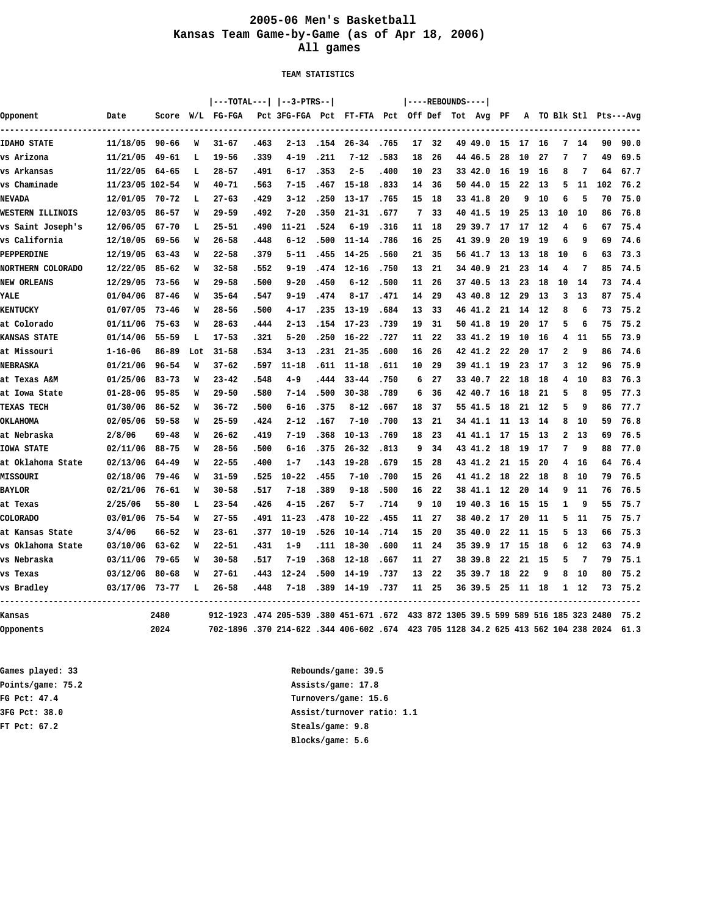# 2005-06 Men's Basketball
## Kansas Team Game-by-Game (as of Apr 18, 2006)
### All games

**TEAM STATISTICS**

| | | | | TOTAL | | 3-PTRS | | | | REBOUNDS | | | | | | | | | |
|---|---|---|---|---|---|---|---|---|---|---|---|---|---|---|---|---|---|---|---|
| Opponent | Date | Score | W/L | FG-FGA | Pct | 3FG-FGA | Pct | FT-FTA | Pct | Off | Def | Tot | Avg | PF | A | TO | Blk | Stl | Pts---Avg | |
| IDAHO STATE | 11/18/05 | 90-66 | W | 31-67 | .463 | 2-13 | .154 | 26-34 | .765 | 17 | 32 | 49 | 49.0 | 15 | 17 | 16 | 7 | 14 | 90 | 90.0 |
| vs Arizona | 11/21/05 | 49-61 | L | 19-56 | .339 | 4-19 | .211 | 7-12 | .583 | 18 | 26 | 44 | 46.5 | 28 | 10 | 27 | 7 | 7 | 49 | 69.5 |
| vs Arkansas | 11/22/05 | 64-65 | L | 28-57 | .491 | 6-17 | .353 | 2-5 | .400 | 10 | 23 | 33 | 42.0 | 16 | 19 | 16 | 8 | 7 | 64 | 67.7 |
| vs Chaminade | 11/23/05 | 102-54 | W | 40-71 | .563 | 7-15 | .467 | 15-18 | .833 | 14 | 36 | 50 | 44.0 | 15 | 22 | 13 | 5 | 11 | 102 | 76.2 |
| NEVADA | 12/01/05 | 70-72 | L | 27-63 | .429 | 3-12 | .250 | 13-17 | .765 | 15 | 18 | 33 | 41.8 | 20 | 9 | 10 | 6 | 5 | 70 | 75.0 |
| WESTERN ILLINOIS | 12/03/05 | 86-57 | W | 29-59 | .492 | 7-20 | .350 | 21-31 | .677 | 7 | 33 | 40 | 41.5 | 19 | 25 | 13 | 10 | 10 | 86 | 76.8 |
| vs Saint Joseph's | 12/06/05 | 67-70 | L | 25-51 | .490 | 11-21 | .524 | 6-19 | .316 | 11 | 18 | 29 | 39.7 | 17 | 17 | 12 | 4 | 6 | 67 | 75.4 |
| vs California | 12/10/05 | 69-56 | W | 26-58 | .448 | 6-12 | .500 | 11-14 | .786 | 16 | 25 | 41 | 39.9 | 20 | 19 | 19 | 6 | 9 | 69 | 74.6 |
| PEPPERDINE | 12/19/05 | 63-43 | W | 22-58 | .379 | 5-11 | .455 | 14-25 | .560 | 21 | 35 | 56 | 41.7 | 13 | 13 | 18 | 10 | 6 | 63 | 73.3 |
| NORTHERN COLORADO | 12/22/05 | 85-62 | W | 32-58 | .552 | 9-19 | .474 | 12-16 | .750 | 13 | 21 | 34 | 40.9 | 21 | 23 | 14 | 4 | 7 | 85 | 74.5 |
| NEW ORLEANS | 12/29/05 | 73-56 | W | 29-58 | .500 | 9-20 | .450 | 6-12 | .500 | 11 | 26 | 37 | 40.5 | 13 | 23 | 18 | 10 | 14 | 73 | 74.4 |
| YALE | 01/04/06 | 87-46 | W | 35-64 | .547 | 9-19 | .474 | 8-17 | .471 | 14 | 29 | 43 | 40.8 | 12 | 29 | 13 | 3 | 13 | 87 | 75.4 |
| KENTUCKY | 01/07/05 | 73-46 | W | 28-56 | .500 | 4-17 | .235 | 13-19 | .684 | 13 | 33 | 46 | 41.2 | 21 | 14 | 12 | 8 | 6 | 73 | 75.2 |
| at Colorado | 01/11/06 | 75-63 | W | 28-63 | .444 | 2-13 | .154 | 17-23 | .739 | 19 | 31 | 50 | 41.8 | 19 | 20 | 17 | 5 | 6 | 75 | 75.2 |
| KANSAS STATE | 01/14/06 | 55-59 | L | 17-53 | .321 | 5-20 | .250 | 16-22 | .727 | 11 | 22 | 33 | 41.2 | 19 | 10 | 16 | 4 | 11 | 55 | 73.9 |
| at Missouri | 1-16-06 | 86-89 | Lot | 31-58 | .534 | 3-13 | .231 | 21-35 | .600 | 16 | 26 | 42 | 41.2 | 22 | 20 | 17 | 2 | 9 | 86 | 74.6 |
| NEBRASKA | 01/21/06 | 96-54 | W | 37-62 | .597 | 11-18 | .611 | 11-18 | .611 | 10 | 29 | 39 | 41.1 | 19 | 23 | 17 | 3 | 12 | 96 | 75.9 |
| at Texas A&M | 01/25/06 | 83-73 | W | 23-42 | .548 | 4-9 | .444 | 33-44 | .750 | 6 | 27 | 33 | 40.7 | 22 | 18 | 18 | 4 | 10 | 83 | 76.3 |
| at Iowa State | 01-28-06 | 95-85 | W | 29-50 | .580 | 7-14 | .500 | 30-38 | .789 | 6 | 36 | 42 | 40.7 | 16 | 18 | 21 | 5 | 8 | 95 | 77.3 |
| TEXAS TECH | 01/30/06 | 86-52 | W | 36-72 | .500 | 6-16 | .375 | 8-12 | .667 | 18 | 37 | 55 | 41.5 | 18 | 21 | 12 | 5 | 9 | 86 | 77.7 |
| OKLAHOMA | 02/05/06 | 59-58 | W | 25-59 | .424 | 2-12 | .167 | 7-10 | .700 | 13 | 21 | 34 | 41.1 | 11 | 13 | 14 | 8 | 10 | 59 | 76.8 |
| at Nebraska | 2/8/06 | 69-48 | W | 26-62 | .419 | 7-19 | .368 | 10-13 | .769 | 18 | 23 | 41 | 41.1 | 17 | 15 | 13 | 2 | 13 | 69 | 76.5 |
| IOWA STATE | 02/11/06 | 88-75 | W | 28-56 | .500 | 6-16 | .375 | 26-32 | .813 | 9 | 34 | 43 | 41.2 | 18 | 19 | 17 | 7 | 9 | 88 | 77.0 |
| at Oklahoma State | 02/13/06 | 64-49 | W | 22-55 | .400 | 1-7 | .143 | 19-28 | .679 | 15 | 28 | 43 | 41.2 | 21 | 15 | 20 | 4 | 16 | 64 | 76.4 |
| MISSOURI | 02/18/06 | 79-46 | W | 31-59 | .525 | 10-22 | .455 | 7-10 | .700 | 15 | 26 | 41 | 41.2 | 18 | 22 | 18 | 8 | 10 | 79 | 76.5 |
| BAYLOR | 02/21/06 | 76-61 | W | 30-58 | .517 | 7-18 | .389 | 9-18 | .500 | 16 | 22 | 38 | 41.1 | 12 | 20 | 14 | 9 | 11 | 76 | 76.5 |
| at Texas | 2/25/06 | 55-80 | L | 23-54 | .426 | 4-15 | .267 | 5-7 | .714 | 9 | 10 | 19 | 40.3 | 16 | 15 | 15 | 1 | 9 | 55 | 75.7 |
| COLORADO | 03/01/06 | 75-54 | W | 27-55 | .491 | 11-23 | .478 | 10-22 | .455 | 11 | 27 | 38 | 40.2 | 17 | 20 | 11 | 5 | 11 | 75 | 75.7 |
| at Kansas State | 3/4/06 | 66-52 | W | 23-61 | .377 | 10-19 | .526 | 10-14 | .714 | 15 | 20 | 35 | 40.0 | 22 | 11 | 15 | 5 | 13 | 66 | 75.3 |
| vs Oklahoma State | 03/10/06 | 63-62 | W | 22-51 | .431 | 1-9 | .111 | 18-30 | .600 | 11 | 24 | 35 | 39.9 | 17 | 15 | 18 | 6 | 12 | 63 | 74.9 |
| vs Nebraska | 03/11/06 | 79-65 | W | 30-58 | .517 | 7-19 | .368 | 12-18 | .667 | 11 | 27 | 38 | 39.8 | 22 | 21 | 15 | 5 | 7 | 79 | 75.1 |
| vs Texas | 03/12/06 | 80-68 | W | 27-61 | .443 | 12-24 | .500 | 14-19 | .737 | 13 | 22 | 35 | 39.7 | 18 | 22 | 9 | 8 | 10 | 80 | 75.2 |
| vs Bradley | 03/17/06 | 73-77 | L | 26-58 | .448 | 7-18 | .389 | 14-19 | .737 | 11 | 25 | 36 | 39.5 | 25 | 11 | 18 | 1 | 12 | 73 | 75.2 |
| Kansas | | 2480 | | 912-1923 | .474 | 205-539 | .380 | 451-671 | .672 | 433 | 872 | 1305 | 39.5 | 599 | 589 | 516 | 185 | 323 | 2480 | 75.2 |
| Opponents | | 2024 | | 702-1896 | .370 | 214-622 | .344 | 406-602 | .674 | 423 | 705 | 1128 | 34.2 | 625 | 413 | 562 | 104 | 238 | 2024 | 61.3 |

Games played: 33
Points/game: 75.2
FG Pct: 47.4
3FG Pct: 38.0
FT Pct: 67.2

Rebounds/game: 39.5
Assists/game: 17.8
Turnovers/game: 15.6
Assist/turnover ratio: 1.1
Steals/game: 9.8
Blocks/game: 5.6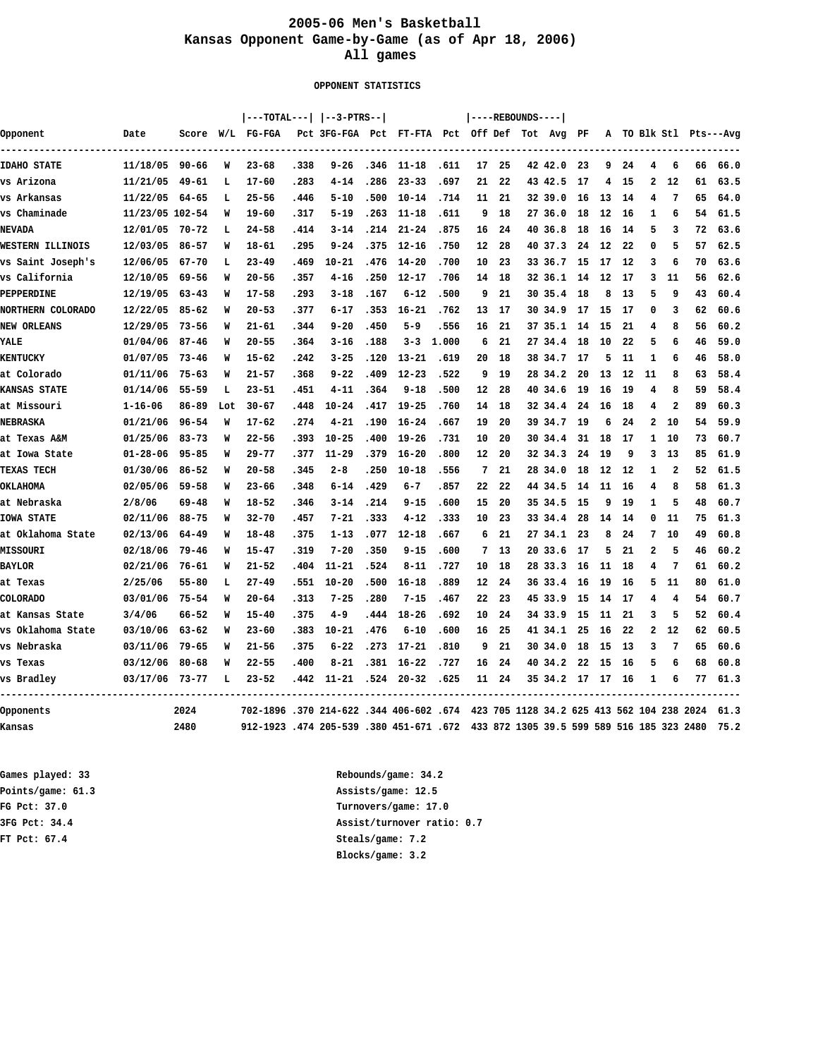# 2005-06 Men's Basketball
## Kansas Opponent Game-by-Game (as of Apr 18, 2006)
### All games

**OPPONENT STATISTICS**

| Opponent | Date | Score | W/L | TOTAL FG-FGA | Pct | 3-PTRS 3FG-FGA | Pct | FT-FTA | Pct | REBOUNDS Off | Def | Tot | Avg | PF | A | TO | Blk | Stl | Pts | Avg |
|---|---|---|---|---|---|---|---|---|---|---|---|---|---|---|---|---|---|---|---|---|
| IDAHO STATE | 11/18/05 | 90-66 | W | 23-68 | .338 | 9-26 | .346 | 11-18 | .611 | 17 | 25 | 42 | 42.0 | 23 | 9 | 24 | 4 | 6 | 66 | 66.0 |
| vs Arizona | 11/21/05 | 49-61 | L | 17-60 | .283 | 4-14 | .286 | 23-33 | .697 | 21 | 22 | 43 | 42.5 | 17 | 4 | 15 | 2 | 12 | 61 | 63.5 |
| vs Arkansas | 11/22/05 | 64-65 | L | 25-56 | .446 | 5-10 | .500 | 10-14 | .714 | 11 | 21 | 32 | 39.0 | 16 | 13 | 14 | 4 | 7 | 65 | 64.0 |
| vs Chaminade | 11/23/05 | 102-54 | W | 19-60 | .317 | 5-19 | .263 | 11-18 | .611 | 9 | 18 | 27 | 36.0 | 18 | 12 | 16 | 1 | 6 | 54 | 61.5 |
| NEVADA | 12/01/05 | 70-72 | L | 24-58 | .414 | 3-14 | .214 | 21-24 | .875 | 16 | 24 | 40 | 36.8 | 18 | 16 | 14 | 5 | 3 | 72 | 63.6 |
| WESTERN ILLINOIS | 12/03/05 | 86-57 | W | 18-61 | .295 | 9-24 | .375 | 12-16 | .750 | 12 | 28 | 40 | 37.3 | 24 | 12 | 22 | 0 | 5 | 57 | 62.5 |
| vs Saint Joseph's | 12/06/05 | 67-70 | L | 23-49 | .469 | 10-21 | .476 | 14-20 | .700 | 10 | 23 | 33 | 36.7 | 15 | 17 | 12 | 3 | 6 | 70 | 63.6 |
| vs California | 12/10/05 | 69-56 | W | 20-56 | .357 | 4-16 | .250 | 12-17 | .706 | 14 | 18 | 32 | 36.1 | 14 | 12 | 17 | 3 | 11 | 56 | 62.6 |
| PEPPERDINE | 12/19/05 | 63-43 | W | 17-58 | .293 | 3-18 | .167 | 6-12 | .500 | 9 | 21 | 30 | 35.4 | 18 | 8 | 13 | 5 | 9 | 43 | 60.4 |
| NORTHERN COLORADO | 12/22/05 | 85-62 | W | 20-53 | .377 | 6-17 | .353 | 16-21 | .762 | 13 | 17 | 30 | 34.9 | 17 | 15 | 17 | 0 | 3 | 62 | 60.6 |
| NEW ORLEANS | 12/29/05 | 73-56 | W | 21-61 | .344 | 9-20 | .450 | 5-9 | .556 | 16 | 21 | 37 | 35.1 | 14 | 15 | 21 | 4 | 8 | 56 | 60.2 |
| YALE | 01/04/06 | 87-46 | W | 20-55 | .364 | 3-16 | .188 | 3-3 | 1.000 | 6 | 21 | 27 | 34.4 | 18 | 10 | 22 | 5 | 6 | 46 | 59.0 |
| KENTUCKY | 01/07/05 | 73-46 | W | 15-62 | .242 | 3-25 | .120 | 13-21 | .619 | 20 | 18 | 38 | 34.7 | 17 | 5 | 11 | 1 | 6 | 46 | 58.0 |
| at Colorado | 01/11/06 | 75-63 | W | 21-57 | .368 | 9-22 | .409 | 12-23 | .522 | 9 | 19 | 28 | 34.2 | 20 | 13 | 12 | 11 | 8 | 63 | 58.4 |
| KANSAS STATE | 01/14/06 | 55-59 | L | 23-51 | .451 | 4-11 | .364 | 9-18 | .500 | 12 | 28 | 40 | 34.6 | 19 | 16 | 19 | 4 | 8 | 59 | 58.4 |
| at Missouri | 1-16-06 | 86-89 | Lot | 30-67 | .448 | 10-24 | .417 | 19-25 | .760 | 14 | 18 | 32 | 34.4 | 24 | 16 | 18 | 4 | 2 | 89 | 60.3 |
| NEBRASKA | 01/21/06 | 96-54 | W | 17-62 | .274 | 4-21 | .190 | 16-24 | .667 | 19 | 20 | 39 | 34.7 | 19 | 6 | 24 | 2 | 10 | 54 | 59.9 |
| at Texas A&M | 01/25/06 | 83-73 | W | 22-56 | .393 | 10-25 | .400 | 19-26 | .731 | 10 | 20 | 30 | 34.4 | 31 | 18 | 17 | 1 | 10 | 73 | 60.7 |
| at Iowa State | 01-28-06 | 95-85 | W | 29-77 | .377 | 11-29 | .379 | 16-20 | .800 | 12 | 20 | 32 | 34.3 | 24 | 19 | 9 | 3 | 13 | 85 | 61.9 |
| TEXAS TECH | 01/30/06 | 86-52 | W | 20-58 | .345 | 2-8 | .250 | 10-18 | .556 | 7 | 21 | 28 | 34.0 | 18 | 12 | 12 | 1 | 2 | 52 | 61.5 |
| OKLAHOMA | 02/05/06 | 59-58 | W | 23-66 | .348 | 6-14 | .429 | 6-7 | .857 | 22 | 22 | 44 | 34.5 | 14 | 11 | 16 | 4 | 8 | 58 | 61.3 |
| at Nebraska | 2/8/06 | 69-48 | W | 18-52 | .346 | 3-14 | .214 | 9-15 | .600 | 15 | 20 | 35 | 34.5 | 15 | 9 | 19 | 1 | 5 | 48 | 60.7 |
| IOWA STATE | 02/11/06 | 88-75 | W | 32-70 | .457 | 7-21 | .333 | 4-12 | .333 | 10 | 23 | 33 | 34.4 | 28 | 14 | 14 | 0 | 11 | 75 | 61.3 |
| at Oklahoma State | 02/13/06 | 64-49 | W | 18-48 | .375 | 1-13 | .077 | 12-18 | .667 | 6 | 21 | 27 | 34.1 | 23 | 8 | 24 | 7 | 10 | 49 | 60.8 |
| MISSOURI | 02/18/06 | 79-46 | W | 15-47 | .319 | 7-20 | .350 | 9-15 | .600 | 7 | 13 | 20 | 33.6 | 17 | 5 | 21 | 2 | 5 | 46 | 60.2 |
| BAYLOR | 02/21/06 | 76-61 | W | 21-52 | .404 | 11-21 | .524 | 8-11 | .727 | 10 | 18 | 28 | 33.3 | 16 | 11 | 18 | 4 | 7 | 61 | 60.2 |
| at Texas | 2/25/06 | 55-80 | L | 27-49 | .551 | 10-20 | .500 | 16-18 | .889 | 12 | 24 | 36 | 33.4 | 16 | 19 | 16 | 5 | 11 | 80 | 61.0 |
| COLORADO | 03/01/06 | 75-54 | W | 20-64 | .313 | 7-25 | .280 | 7-15 | .467 | 22 | 23 | 45 | 33.9 | 15 | 14 | 17 | 4 | 4 | 54 | 60.7 |
| at Kansas State | 3/4/06 | 66-52 | W | 15-40 | .375 | 4-9 | .444 | 18-26 | .692 | 10 | 24 | 34 | 33.9 | 15 | 11 | 21 | 3 | 5 | 52 | 60.4 |
| vs Oklahoma State | 03/10/06 | 63-62 | W | 23-60 | .383 | 10-21 | .476 | 6-10 | .600 | 16 | 25 | 41 | 34.1 | 25 | 16 | 22 | 2 | 12 | 62 | 60.5 |
| vs Nebraska | 03/11/06 | 79-65 | W | 21-56 | .375 | 6-22 | .273 | 17-21 | .810 | 9 | 21 | 30 | 34.0 | 18 | 15 | 13 | 3 | 7 | 65 | 60.6 |
| vs Texas | 03/12/06 | 80-68 | W | 22-55 | .400 | 8-21 | .381 | 16-22 | .727 | 16 | 24 | 40 | 34.2 | 22 | 15 | 16 | 5 | 6 | 68 | 60.8 |
| vs Bradley | 03/17/06 | 73-77 | L | 23-52 | .442 | 11-21 | .524 | 20-32 | .625 | 11 | 24 | 35 | 34.2 | 17 | 17 | 16 | 1 | 6 | 77 | 61.3 |
| Opponents | | 2024 | | 702-1896 | .370 | 214-622 | .344 | 406-602 | .674 | 423 | 705 | 1128 | 34.2 | 625 | 413 | 562 | 104 | 238 | 2024 | 61.3 |
| Kansas | | 2480 | | 912-1923 | .474 | 205-539 | .380 | 451-671 | .672 | 433 | 872 | 1305 | 39.5 | 599 | 589 | 516 | 185 | 323 | 2480 | 75.2 |

Games played: 33
Points/game: 61.3
FG Pct: 37.0
3FG Pct: 34.4
FT Pct: 67.4

Rebounds/game: 34.2
Assists/game: 12.5
Turnovers/game: 17.0
Assist/turnover ratio: 0.7
Steals/game: 7.2
Blocks/game: 3.2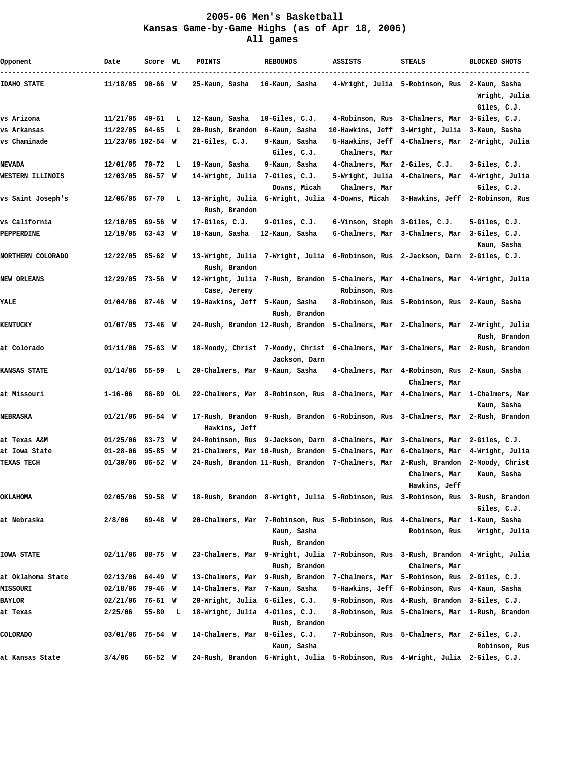# 2005-06 Men's Basketball
## Kansas Game-by-Game Highs (as of Apr 18, 2006)
### All games

| Opponent | Date | Score | WL | POINTS | REBOUNDS | ASSISTS | STEALS | BLOCKED SHOTS |
|---|---|---|---|---|---|---|---|---|
| IDAHO STATE | 11/18/05 | 90-66 | W | 25-Kaun, Sasha | 16-Kaun, Sasha | 4-Wright, Julia | 5-Robinson, Rus | 2-Kaun, Sasha<br>Wright, Julia<br>Giles, C.J. |
| vs Arizona | 11/21/05 | 49-61 | L | 12-Kaun, Sasha | 10-Giles, C.J. | 4-Robinson, Rus | 3-Chalmers, Mar | 3-Giles, C.J. |
| vs Arkansas | 11/22/05 | 64-65 | L | 20-Rush, Brandon | 6-Kaun, Sasha | 10-Hawkins, Jeff | 3-Wright, Julia | 3-Kaun, Sasha |
| vs Chaminade | 11/23/05 | 102-54 | W | 21-Giles, C.J. | 9-Kaun, Sasha<br>Giles, C.J. | 5-Hawkins, Jeff<br>Chalmers, Mar | 4-Chalmers, Mar | 2-Wright, Julia |
| NEVADA | 12/01/05 | 70-72 | L | 19-Kaun, Sasha | 9-Kaun, Sasha | 4-Chalmers, Mar | 2-Giles, C.J. | 3-Giles, C.J. |
| WESTERN ILLINOIS | 12/03/05 | 86-57 | W | 14-Wright, Julia | 7-Giles, C.J.<br>Downs, Micah | 5-Wright, Julia<br>Chalmers, Mar | 4-Chalmers, Mar | 4-Wright, Julia<br>Giles, C.J. |
| vs Saint Joseph's | 12/06/05 | 67-70 | L | 13-Wright, Julia<br>Rush, Brandon | 6-Wright, Julia | 4-Downs, Micah | 3-Hawkins, Jeff | 2-Robinson, Rus |
| vs California | 12/10/05 | 69-56 | W | 17-Giles, C.J. | 9-Giles, C.J. | 6-Vinson, Steph | 3-Giles, C.J. | 5-Giles, C.J. |
| PEPPERDINE | 12/19/05 | 63-43 | W | 18-Kaun, Sasha | 12-Kaun, Sasha | 6-Chalmers, Mar | 3-Chalmers, Mar | 3-Giles, C.J.<br>Kaun, Sasha |
| NORTHERN COLORADO | 12/22/05 | 85-62 | W | 13-Wright, Julia<br>Rush, Brandon | 7-Wright, Julia | 6-Robinson, Rus | 2-Jackson, Darn | 2-Giles, C.J. |
| NEW ORLEANS | 12/29/05 | 73-56 | W | 12-Wright, Julia<br>Case, Jeremy | 7-Rush, Brandon | 5-Chalmers, Mar<br>Robinson, Rus | 4-Chalmers, Mar | 4-Wright, Julia |
| YALE | 01/04/06 | 87-46 | W | 19-Hawkins, Jeff | 5-Kaun, Sasha<br>Rush, Brandon | 8-Robinson, Rus | 5-Robinson, Rus | 2-Kaun, Sasha |
| KENTUCKY | 01/07/05 | 73-46 | W | 24-Rush, Brandon | 12-Rush, Brandon | 5-Chalmers, Mar | 2-Chalmers, Mar | 2-Wright, Julia<br>Rush, Brandon |
| at Colorado | 01/11/06 | 75-63 | W | 18-Moody, Christ | 7-Moody, Christ<br>Jackson, Darn | 6-Chalmers, Mar | 3-Chalmers, Mar | 2-Rush, Brandon |
| KANSAS STATE | 01/14/06 | 55-59 | L | 20-Chalmers, Mar | 9-Kaun, Sasha | 4-Chalmers, Mar | 4-Robinson, Rus<br>Chalmers, Mar | 2-Kaun, Sasha |
| at Missouri | 1-16-06 | 86-89 | OL | 22-Chalmers, Mar | 8-Robinson, Rus | 8-Chalmers, Mar | 4-Chalmers, Mar | 1-Chalmers, Mar<br>Kaun, Sasha |
| NEBRASKA | 01/21/06 | 96-54 | W | 17-Rush, Brandon<br>Hawkins, Jeff | 9-Rush, Brandon | 6-Robinson, Rus | 3-Chalmers, Mar | 2-Rush, Brandon |
| at Texas A&M | 01/25/06 | 83-73 | W | 24-Robinson, Rus | 9-Jackson, Darn | 8-Chalmers, Mar | 3-Chalmers, Mar | 2-Giles, C.J. |
| at Iowa State | 01-28-06 | 95-85 | W | 21-Chalmers, Mar | 10-Rush, Brandon | 5-Chalmers, Mar | 6-Chalmers, Mar | 4-Wright, Julia |
| TEXAS TECH | 01/30/06 | 86-52 | W | 24-Rush, Brandon | 11-Rush, Brandon | 7-Chalmers, Mar | 2-Rush, Brandon<br>Chalmers, Mar<br>Hawkins, Jeff | 2-Moody, Christ<br>Kaun, Sasha |
| OKLAHOMA | 02/05/06 | 59-58 | W | 18-Rush, Brandon | 8-Wright, Julia | 5-Robinson, Rus | 3-Robinson, Rus | 3-Rush, Brandon<br>Giles, C.J. |
| at Nebraska | 2/8/06 | 69-48 | W | 20-Chalmers, Mar | 7-Robinson, Rus<br>Kaun, Sasha<br>Rush, Brandon | 5-Robinson, Rus | 4-Chalmers, Mar<br>Robinson, Rus | 1-Kaun, Sasha<br>Wright, Julia |
| IOWA STATE | 02/11/06 | 88-75 | W | 23-Chalmers, Mar | 9-Wright, Julia<br>Rush, Brandon | 7-Robinson, Rus | 3-Rush, Brandon<br>Chalmers, Mar | 4-Wright, Julia |
| at Oklahoma State | 02/13/06 | 64-49 | W | 13-Chalmers, Mar | 9-Rush, Brandon | 7-Chalmers, Mar | 5-Robinson, Rus | 2-Giles, C.J. |
| MISSOURI | 02/18/06 | 79-46 | W | 14-Chalmers, Mar | 7-Kaun, Sasha | 5-Hawkins, Jeff | 6-Robinson, Rus | 4-Kaun, Sasha |
| BAYLOR | 02/21/06 | 76-61 | W | 20-Wright, Julia | 6-Giles, C.J. | 9-Robinson, Rus | 4-Rush, Brandon | 3-Giles, C.J. |
| at Texas | 2/25/06 | 55-80 | L | 18-Wright, Julia | 4-Giles, C.J.<br>Rush, Brandon | 8-Robinson, Rus | 5-Chalmers, Mar | 1-Rush, Brandon |
| COLORADO | 03/01/06 | 75-54 | W | 14-Chalmers, Mar | 8-Giles, C.J.<br>Kaun, Sasha | 7-Robinson, Rus | 5-Chalmers, Mar | 2-Giles, C.J.<br>Robinson, Rus |
| at Kansas State | 3/4/06 | 66-52 | W | 24-Rush, Brandon | 6-Wright, Julia | 5-Robinson, Rus | 4-Wright, Julia | 2-Giles, C.J. |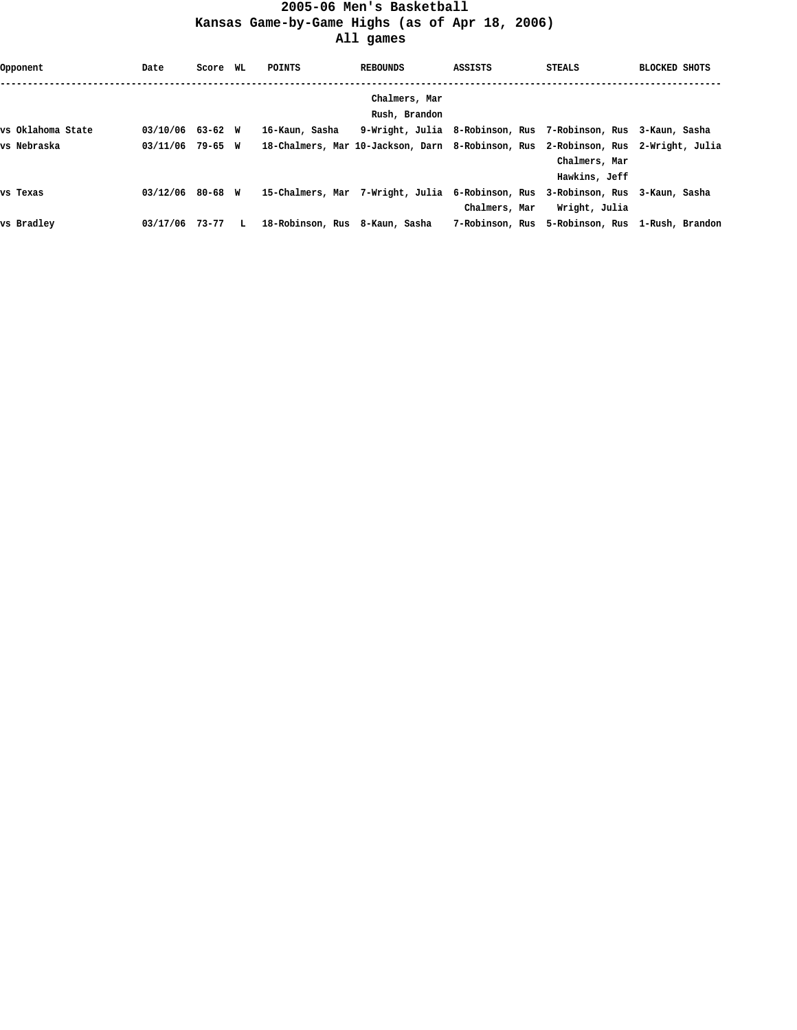# 2005-06 Men's Basketball
## Kansas Game-by-Game Highs (as of Apr 18, 2006)
### All games

| Opponent | Date | Score | WL | POINTS | REBOUNDS | ASSISTS | STEALS | BLOCKED SHOTS |
|---|---|---|---|---|---|---|---|---|
| | | | | | Chalmers, Mar | | | |
| | | | | | Rush, Brandon | | | |
| vs Oklahoma State | 03/10/06 | 63-62 | W | 16-Kaun, Sasha | 9-Wright, Julia | 8-Robinson, Rus | 7-Robinson, Rus | 3-Kaun, Sasha |
| vs Nebraska | 03/11/06 | 79-65 | W | 18-Chalmers, Mar | 10-Jackson, Darn | 8-Robinson, Rus | 2-Robinson, Rus | 2-Wright, Julia |
| | | | | | | | Chalmers, Mar | |
| | | | | | | | Hawkins, Jeff | |
| vs Texas | 03/12/06 | 80-68 | W | 15-Chalmers, Mar | 7-Wright, Julia | 6-Robinson, Rus | 3-Robinson, Rus | 3-Kaun, Sasha |
| | | | | | | Chalmers, Mar | Wright, Julia | |
| vs Bradley | 03/17/06 | 73-77 | L | 18-Robinson, Rus | 8-Kaun, Sasha | 7-Robinson, Rus | 5-Robinson, Rus | 1-Rush, Brandon |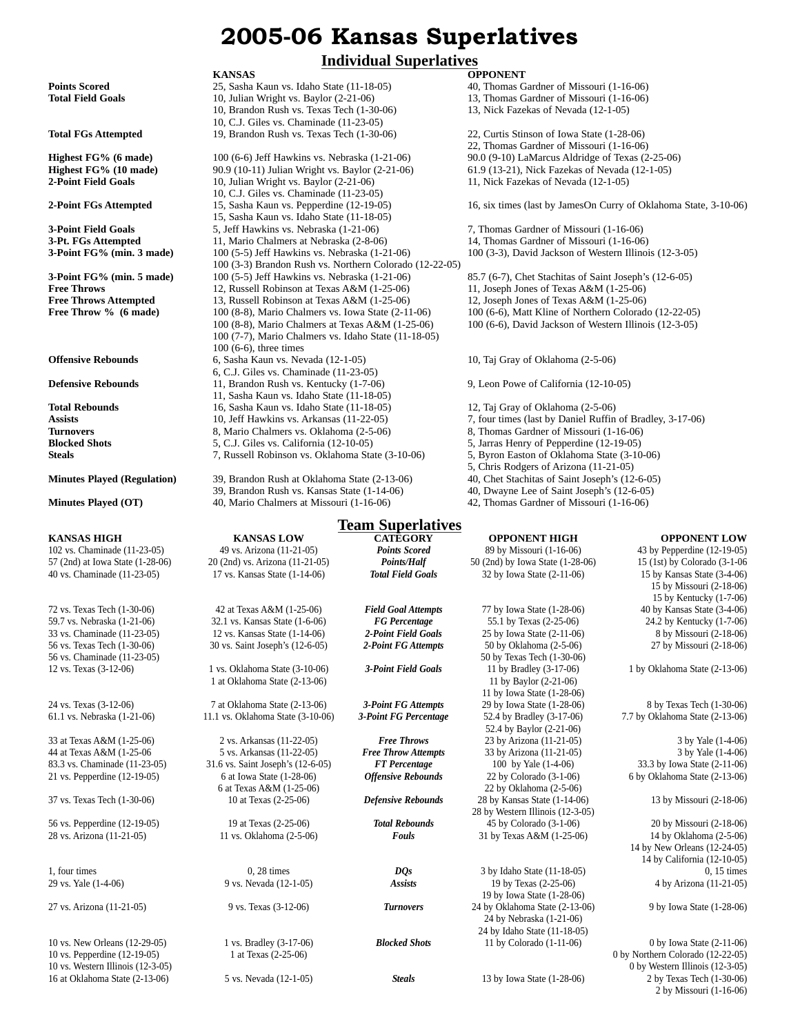# 2005-06 Kansas Superlatives

## Individual Superlatives

| | KANSAS | OPPONENT |
|---|---|---|
| **Points Scored** | 25, Sasha Kaun vs. Idaho State (11-18-05) | 40, Thomas Gardner of Missouri (1-16-06) |
| **Total Field Goals** | 10, Julian Wright vs. Baylor (2-21-06) | 13, Thomas Gardner of Missouri (1-16-06) |
| | 10, Brandon Rush vs. Texas Tech (1-30-06) | 13, Nick Fazekas of Nevada (12-1-05) |
| | 10, C.J. Giles vs. Chaminade (11-23-05) | |
| **Total FGs Attempted** | 19, Brandon Rush vs. Texas Tech (1-30-06) | 22, Curtis Stinson of Iowa State (1-28-06) |
| | | 22, Thomas Gardner of Missouri (1-16-06) |
| **Highest FG% (6 made)** | 100 (6-6) Jeff Hawkins vs. Nebraska (1-21-06) | 90.0 (9-10) LaMarcus Aldridge of Texas (2-25-06) |
| **Highest FG% (10 made)** | 90.9 (10-11) Julian Wright vs. Baylor (2-21-06) | 61.9 (13-21), Nick Fazekas of Nevada (12-1-05) |
| **2-Point Field Goals** | 10, Julian Wright vs. Baylor (2-21-06) | 11, Nick Fazekas of Nevada (12-1-05) |
| | 10, C.J. Giles vs. Chaminade (11-23-05) | |
| **2-Point FGs Attempted** | 15, Sasha Kaun vs. Pepperdine (12-19-05) | 16, six times (last by JamesOn Curry of Oklahoma State, 3-10-06) |
| | 15, Sasha Kaun vs. Idaho State (11-18-05) | |
| **3-Point Field Goals** | 5, Jeff Hawkins vs. Nebraska (1-21-06) | 7, Thomas Gardner of Missouri (1-16-06) |
| **3-Pt. FGs Attempted** | 11, Mario Chalmers at Nebraska (2-8-06) | 14, Thomas Gardner of Missouri (1-16-06) |
| **3-Point FG% (min. 3 made)** | 100 (5-5) Jeff Hawkins vs. Nebraska (1-21-06) | 100 (3-3), David Jackson of Western Illinois (12-3-05) |
| | 100 (3-3) Brandon Rush vs. Northern Colorado (12-22-05) | |
| **3-Point FG% (min. 5 made)** | 100 (5-5) Jeff Hawkins vs. Nebraska (1-21-06) | 85.7 (6-7), Chet Stachitas of Saint Joseph's (12-6-05) |
| **Free Throws** | 12, Russell Robinson at Texas A&M (1-25-06) | 11, Joseph Jones of Texas A&M (1-25-06) |
| **Free Throws Attempted** | 13, Russell Robinson at Texas A&M (1-25-06) | 12, Joseph Jones of Texas A&M (1-25-06) |
| **Free Throw % (6 made)** | 100 (8-8), Mario Chalmers vs. Iowa State (2-11-06) | 100 (6-6), Matt Kline of Northern Colorado (12-22-05) |
| | 100 (8-8), Mario Chalmers at Texas A&M (1-25-06) | 100 (6-6), David Jackson of Western Illinois (12-3-05) |
| | 100 (7-7), Mario Chalmers vs. Idaho State (11-18-05) | |
| | 100 (6-6), three times | |
| **Offensive Rebounds** | 6, Sasha Kaun vs. Nevada (12-1-05) | 10, Taj Gray of Oklahoma (2-5-06) |
| | 6, C.J. Giles vs. Chaminade (11-23-05) | |
| **Defensive Rebounds** | 11, Brandon Rush vs. Kentucky (1-7-06) | 9, Leon Powe of California (12-10-05) |
| | 11, Sasha Kaun vs. Idaho State (11-18-05) | |
| **Total Rebounds** | 16, Sasha Kaun vs. Idaho State (11-18-05) | 12, Taj Gray of Oklahoma (2-5-06) |
| **Assists** | 10, Jeff Hawkins vs. Arkansas (11-22-05) | 7, four times (last by Daniel Ruffin of Bradley, 3-17-06) |
| **Turnovers** | 8, Mario Chalmers vs. Oklahoma (2-5-06) | 8, Thomas Gardner of Missouri (1-16-06) |
| **Blocked Shots** | 5, C.J. Giles vs. California (12-10-05) | 5, Jarras Henry of Pepperdine (12-19-05) |
| **Steals** | 7, Russell Robinson vs. Oklahoma State (3-10-06) | 5, Byron Easton of Oklahoma State (3-10-06) |
| | | 5, Chris Rodgers of Arizona (11-21-05) |
| **Minutes Played (Regulation)** | 39, Brandon Rush at Oklahoma State (2-13-06) | 40, Chet Stachitas of Saint Joseph's (12-6-05) |
| | 39, Brandon Rush vs. Kansas State (1-14-06) | 40, Dwayne Lee of Saint Joseph's (12-6-05) |
| **Minutes Played (OT)** | 40, Mario Chalmers at Missouri (1-16-06) | 42, Thomas Gardner of Missouri (1-16-06) |

## Team Superlatives

| KANSAS HIGH | KANSAS LOW | CATEGORY | OPPONENT HIGH | OPPONENT LOW |
|---|---|---|---|---|
| 102 vs. Chaminade (11-23-05) | 49 vs. Arizona (11-21-05) | *Points Scored* | 89 by Missouri (1-16-06) | 43 by Pepperdine (12-19-05) |
| 57 (2nd) at Iowa State (1-28-06) | 20 (2nd) vs. Arizona (11-21-05) | *Points/Half* | 50 (2nd) by Iowa State (1-28-06) | 15 (1st) by Colorado (3-1-06 |
| 40 vs. Chaminade (11-23-05) | 17 vs. Kansas State (1-14-06) | *Total Field Goals* | 32 by Iowa State (2-11-06) | 15 by Kansas State (3-4-06) |
| | | | | 15 by Missouri (2-18-06) |
| | | | | 15 by Kentucky (1-7-06) |
| 72 vs. Texas Tech (1-30-06) | 42 at Texas A&M (1-25-06) | *Field Goal Attempts* | 77 by Iowa State (1-28-06) | 40 by Kansas State (3-4-06) |
| 59.7 vs. Nebraska (1-21-06) | 32.1 vs. Kansas State (1-6-06) | *FG Percentage* | 55.1 by Texas (2-25-06) | 24.2 by Kentucky (1-7-06) |
| 33 vs. Chaminade (11-23-05) | 12 vs. Kansas State (1-14-06) | *2-Point Field Goals* | 25 by Iowa State (2-11-06) | 8 by Missouri (2-18-06) |
| 56 vs. Texas Tech (1-30-06) | 30 vs. Saint Joseph's (12-6-05) | *2-Point FG Attempts* | 50 by Oklahoma (2-5-06) | 27 by Missouri (2-18-06) |
| 56 vs. Chaminade (11-23-05) | | | 50 by Texas Tech (1-30-06) | |
| 12 vs. Texas (3-12-06) | 1 vs. Oklahoma State (3-10-06) | *3-Point Field Goals* | 11 by Bradley (3-17-06) | 1 by Oklahoma State (2-13-06) |
| | 1 at Oklahoma State (2-13-06) | | 11 by Baylor (2-21-06) | |
| | | | 11 by Iowa State (1-28-06) | |
| 24 vs. Texas (3-12-06) | 7 at Oklahoma State (2-13-06) | *3-Point FG Attempts* | 29 by Iowa State (1-28-06) | 8 by Texas Tech (1-30-06) |
| 61.1 vs. Nebraska (1-21-06) | 11.1 vs. Oklahoma State (3-10-06) | *3-Point FG Percentage* | 52.4 by Bradley (3-17-06) | 7.7 by Oklahoma State (2-13-06) |
| | | | 52.4 by Baylor (2-21-06) | |
| 33 at Texas A&M (1-25-06) | 2 vs. Arkansas (11-22-05) | *Free Throws* | 23 by Arizona (11-21-05) | 3 by Yale (1-4-06) |
| 44 at Texas A&M (1-25-06 | 5 vs. Arkansas (11-22-05) | *Free Throw Attempts* | 33 by Arizona (11-21-05) | 3 by Yale (1-4-06) |
| 83.3 vs. Chaminade (11-23-05) | 31.6 vs. Saint Joseph's (12-6-05) | *FT Percentage* | 100 by Yale (1-4-06) | 33.3 by Iowa State (2-11-06) |
| 21 vs. Pepperdine (12-19-05) | 6 at Iowa State (1-28-06) | *Offensive Rebounds* | 22 by Colorado (3-1-06) | 6 by Oklahoma State (2-13-06) |
| | 6 at Texas A&M (1-25-06) | | 22 by Oklahoma (2-5-06) | |
| 37 vs. Texas Tech (1-30-06) | 10 at Texas (2-25-06) | *Defensive Rebounds* | 28 by Kansas State (1-14-06) | 13 by Missouri (2-18-06) |
| | | | 28 by Western Illinois (12-3-05) | |
| 56 vs. Pepperdine (12-19-05) | 19 at Texas (2-25-06) | *Total Rebounds* | 45 by Colorado (3-1-06) | 20 by Missouri (2-18-06) |
| 28 vs. Arizona (11-21-05) | 11 vs. Oklahoma (2-5-06) | *Fouls* | 31 by Texas A&M (1-25-06) | 14 by Oklahoma (2-5-06) |
| | | | | 14 by New Orleans (12-24-05) |
| | | | | 14 by California (12-10-05) |
| 1, four times | 0, 28 times | *DQs* | 3 by Idaho State (11-18-05) | 0, 15 times |
| 29 vs. Yale (1-4-06) | 9 vs. Nevada (12-1-05) | *Assists* | 19 by Texas (2-25-06) | 4 by Arizona (11-21-05) |
| | | | 19 by Iowa State (1-28-06) | |
| 27 vs. Arizona (11-21-05) | 9 vs. Texas (3-12-06) | *Turnovers* | 24 by Oklahoma State (2-13-06) | 9 by Iowa State (1-28-06) |
| | | | 24 by Nebraska (1-21-06) | |
| | | | 24 by Idaho State (11-18-05) | |
| 10 vs. New Orleans (12-29-05) | 1 vs. Bradley (3-17-06) | *Blocked Shots* | 11 by Colorado (1-11-06) | 0 by Iowa State (2-11-06) |
| 10 vs. Pepperdine (12-19-05) | 1 at Texas (2-25-06) | | | 0 by Northern Colorado (12-22-05) |
| 10 vs. Western Illinois (12-3-05) | | | | 0 by Western Illinois (12-3-05) |
| 16 at Oklahoma State (2-13-06) | 5 vs. Nevada (12-1-05) | *Steals* | 13 by Iowa State (1-28-06) | 2 by Texas Tech (1-30-06) |
| | | | | 2 by Missouri (1-16-06) |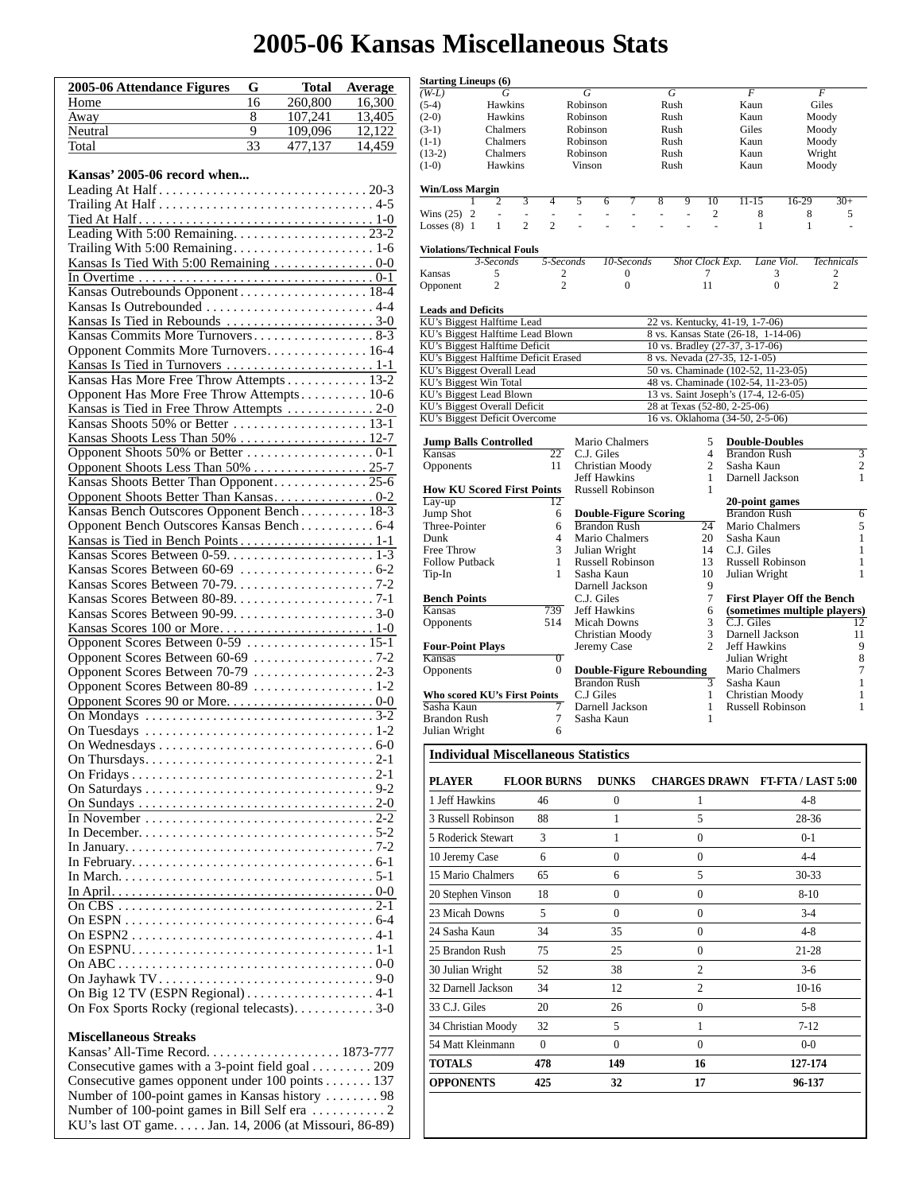# 2005-06 Kansas Miscellaneous Stats

| 2005-06 Attendance Figures | G | Total | Average |
|---|---|---|---|
| Home | 16 | 260,800 | 16,300 |
| Away | 8 | 107,241 | 13,405 |
| Neutral | 9 | 109,096 | 12,122 |
| Total | 33 | 477,137 | 14,459 |

**Kansas' 2005-06 record when...**

| | |
|---|---|
| Leading At Half | 20-3 |
| Trailing At Half | 4-5 |
| Tied At Half | 1-0 |
| Leading With 5:00 Remaining | 23-2 |
| Trailing With 5:00 Remaining | 1-6 |
| Kansas Is Tied With 5:00 Remaining | 0-0 |
| In Overtime | 0-1 |
| Kansas Outrebounds Opponent | 18-4 |
| Kansas Is Outrebounded | 4-4 |
| Kansas Is Tied in Rebounds | 3-0 |
| Kansas Commits More Turnovers | 8-3 |
| Opponent Commits More Turnovers | 16-4 |
| Kansas Is Tied in Turnovers | 1-1 |
| Kansas Has More Free Throw Attempts | 13-2 |
| Opponent Has More Free Throw Attempts | 10-6 |
| Kansas is Tied in Free Throw Attempts | 2-0 |
| Kansas Shoots 50% or Better | 13-1 |
| Kansas Shoots Less Than 50% | 12-7 |
| Opponent Shoots 50% or Better | 0-1 |
| Opponent Shoots Less Than 50% | 25-7 |
| Kansas Shoots Better Than Opponent | 25-6 |
| Opponent Shoots Better Than Kansas | 0-2 |
| Kansas Bench Outscores Opponent Bench | 18-3 |
| Opponent Bench Outscores Kansas Bench | 6-4 |
| Kansas is Tied in Bench Points | 1-1 |
| Kansas Scores Between 0-59 | 1-3 |
| Kansas Scores Between 60-69 | 6-2 |
| Kansas Scores Between 70-79 | 7-2 |
| Kansas Scores Between 80-89 | 7-1 |
| Kansas Scores Between 90-99 | 3-0 |
| Kansas Scores 100 or More | 1-0 |
| Opponent Scores Between 0-59 | 15-1 |
| Opponent Scores Between 60-69 | 7-2 |
| Opponent Scores Between 70-79 | 2-3 |
| Opponent Scores Between 80-89 | 1-2 |
| Opponent Scores 90 or More | 0-0 |
| On Mondays | 3-2 |
| On Tuesdays | 1-2 |
| On Wednesdays | 6-0 |
| On Thursdays | 2-1 |
| On Fridays | 2-1 |
| On Saturdays | 9-2 |
| On Sundays | 2-0 |
| In November | 2-2 |
| In December | 5-2 |
| In January | 7-2 |
| In February | 6-1 |
| In March | 5-1 |
| In April | 0-0 |
| On CBS | 2-1 |
| On ESPN | 6-4 |
| On ESPN2 | 4-1 |
| On ESPNU | 1-1 |
| On ABC | 0-0 |
| On Jayhawk TV | 9-0 |
| On Big 12 TV (ESPN Regional) | 4-1 |
| On Fox Sports Rocky (regional telecasts) | 3-0 |

**Miscellaneous Streaks**

| | |
|---|---|
| Kansas' All-Time Record | 1873-777 |
| Consecutive games with a 3-point field goal | 209 |
| Consecutive games opponent under 100 points | 137 |
| Number of 100-point games in Kansas history | 98 |
| Number of 100-point games in Bill Self era | 2 |
| KU's last OT game | Jan. 14, 2006 (at Missouri, 86-89) |

**Starting Lineups (6)**

| (W-L) | G | G | G | F | F |
|---|---|---|---|---|---|
| (5-4) | Hawkins | Robinson | Rush | Kaun | Giles |
| (2-0) | Hawkins | Robinson | Rush | Kaun | Moody |
| (3-1) | Chalmers | Robinson | Rush | Giles | Moody |
| (1-1) | Chalmers | Robinson | Rush | Kaun | Moody |
| (13-2) | Chalmers | Robinson | Rush | Kaun | Wright |
| (1-0) | Hawkins | Vinson | Rush | Kaun | Moody |

**Win/Loss Margin**

| | 1 | 2 | 3 | 4 | 5 | 6 | 7 | 8 | 9 | 10 | 11-15 | 16-29 | 30+ |
|---|---|---|---|---|---|---|---|---|---|---|---|---|---|
| Wins (25) | 2 | - | - | - | - | - | - | - | - | 2 | 8 | 8 | 5 |
| Losses (8) | 1 | 1 | 2 | 2 | - | - | - | - | - | - | 1 | 1 | - |

**Violations/Technical Fouls**

| | 3-Seconds | 5-Seconds | 10-Seconds | Shot Clock Exp. | Lane Viol. | Technicals |
|---|---|---|---|---|---|---|
| Kansas | 5 | 2 | 0 | 7 | 3 | 2 |
| Opponent | 2 | 2 | 0 | 11 | 0 | 2 |

**Leads and Deficits**

| | |
|---|---|
| KU's Biggest Halftime Lead | 22 vs. Kentucky, 41-19, 1-7-06) |
| KU's Biggest Halftime Lead Blown | 8 vs. Kansas State (26-18, 1-14-06) |
| KU's Biggest Halftime Deficit | 10 vs. Bradley (27-37, 3-17-06) |
| KU's Biggest Halftime Deficit Erased | 8 vs. Nevada (27-35, 12-1-05) |
| KU's Biggest Overall Lead | 50 vs. Chaminade (102-52, 11-23-05) |
| KU's Biggest Win Total | 48 vs. Chaminade (102-54, 11-23-05) |
| KU's Biggest Lead Blown | 13 vs. Saint Joseph's (17-4, 12-6-05) |
| KU's Biggest Overall Deficit | 28 at Texas (52-80, 2-25-06) |
| KU's Biggest Deficit Overcome | 16 vs. Oklahoma (34-50, 2-5-06) |

| Jump Balls Controlled | |
|---|---|
| Kansas | 22 |
| Opponents | 11 |

| How KU Scored First Points | |
|---|---|
| Lay-up | 12 |
| Jump Shot | 6 |
| Three-Pointer | 6 |
| Dunk | 4 |
| Free Throw | 3 |
| Follow Putback | 1 |
| Tip-In | 1 |

| Bench Points | |
|---|---|
| Kansas | 739 |
| Opponents | 514 |

| Four-Point Plays | |
|---|---|
| Kansas | 0 |
| Opponents | 0 |

| Who scored KU's First Points | |
|---|---|
| Sasha Kaun | 7 |
| Brandon Rush | 7 |
| Julian Wright | 6 |
| Mario Chalmers | 5 |
| C.J. Giles | 4 |
| Christian Moody | 2 |
| Jeff Hawkins | 1 |
| Russell Robinson | 1 |

| Double-Figure Scoring | |
|---|---|
| Brandon Rush | 24 |
| Mario Chalmers | 20 |
| Julian Wright | 14 |
| Russell Robinson | 13 |
| Sasha Kaun | 10 |
| Darnell Jackson | 9 |
| C.J. Giles | 7 |
| Jeff Hawkins | 6 |
| Micah Downs | 3 |
| Christian Moody | 3 |
| Jeremy Case | 2 |

| Double-Figure Rebounding | |
|---|---|
| Brandon Rush | 3 |
| C.J Giles | 1 |
| Darnell Jackson | 1 |
| Sasha Kaun | 1 |

| Double-Doubles | |
|---|---|
| Brandon Rush | 3 |
| Sasha Kaun | 2 |
| Darnell Jackson | 1 |

| 20-point games | |
|---|---|
| Brandon Rush | 6 |
| Mario Chalmers | 5 |
| Sasha Kaun | 1 |
| C.J. Giles | 1 |
| Russell Robinson | 1 |
| Julian Wright | 1 |

| First Player Off the Bench (sometimes multiple players) | |
|---|---|
| C.J. Giles | 12 |
| Darnell Jackson | 11 |
| Jeff Hawkins | 9 |
| Julian Wright | 8 |
| Mario Chalmers | 7 |
| Sasha Kaun | 1 |
| Christian Moody | 1 |
| Russell Robinson | 1 |

**Individual Miscellaneous Statistics**

| PLAYER | FLOOR BURNS | DUNKS | CHARGES DRAWN | FT-FTA / LAST 5:00 |
|---|---|---|---|---|
| 1 Jeff Hawkins | 46 | 0 | 1 | 4-8 |
| 3 Russell Robinson | 88 | 1 | 5 | 28-36 |
| 5 Roderick Stewart | 3 | 1 | 0 | 0-1 |
| 10 Jeremy Case | 6 | 0 | 0 | 4-4 |
| 15 Mario Chalmers | 65 | 6 | 5 | 30-33 |
| 20 Stephen Vinson | 18 | 0 | 0 | 8-10 |
| 23 Micah Downs | 5 | 0 | 0 | 3-4 |
| 24 Sasha Kaun | 34 | 35 | 0 | 4-8 |
| 25 Brandon Rush | 75 | 25 | 0 | 21-28 |
| 30 Julian Wright | 52 | 38 | 2 | 3-6 |
| 32 Darnell Jackson | 34 | 12 | 2 | 10-16 |
| 33 C.J. Giles | 20 | 26 | 0 | 5-8 |
| 34 Christian Moody | 32 | 5 | 1 | 7-12 |
| 54 Matt Kleinmann | 0 | 0 | 0 | 0-0 |
| **TOTALS** | **478** | **149** | **16** | **127-174** |
| **OPPONENTS** | **425** | **32** | **17** | **96-137** |